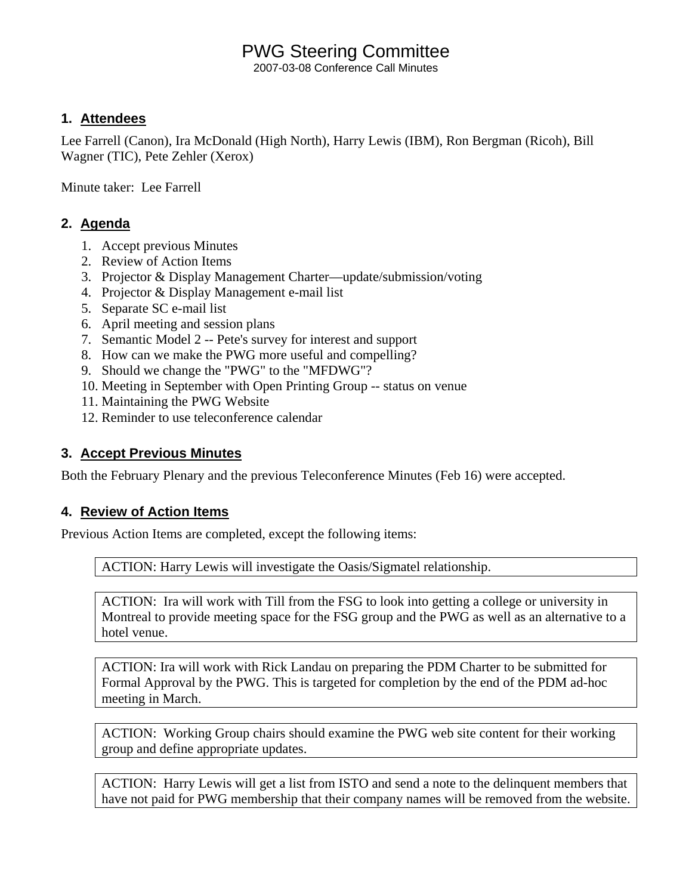# PWG Steering Committee

2007-03-08 Conference Call Minutes

## 1. Attendees

Lee Farrell (Canon), Ira McDonald (High North), Harry Lewis (IBM), Ron Bergman (Ricoh), Bill Wagner (TIC), Pete Zehler (Xerox)

Minute taker: Lee Farrell

## 2. Agenda

1. Accept previous Minutes
2. Review of Action Items
3. Projector & Display Management Charter—update/submission/voting
4. Projector & Display Management e-mail list
5. Separate SC e-mail list
6. April meeting and session plans
7. Semantic Model 2 -- Pete's survey for interest and support
8. How can we make the PWG more useful and compelling?
9. Should we change the "PWG" to the "MFDWG"?
10. Meeting in September with Open Printing Group -- status on venue
11. Maintaining the PWG Website
12. Reminder to use teleconference calendar

## 3. Accept Previous Minutes

Both the February Plenary and the previous Teleconference Minutes (Feb 16) were accepted.

## 4. Review of Action Items

Previous Action Items are completed, except the following items:

> ACTION: Harry Lewis will investigate the Oasis/Sigmatel relationship.

> ACTION: Ira will work with Till from the FSG to look into getting a college or university in Montreal to provide meeting space for the FSG group and the PWG as well as an alternative to a hotel venue.

> ACTION: Ira will work with Rick Landau on preparing the PDM Charter to be submitted for Formal Approval by the PWG. This is targeted for completion by the end of the PDM ad-hoc meeting in March.

> ACTION: Working Group chairs should examine the PWG web site content for their working group and define appropriate updates.

> ACTION: Harry Lewis will get a list from ISTO and send a note to the delinquent members that have not paid for PWG membership that their company names will be removed from the website.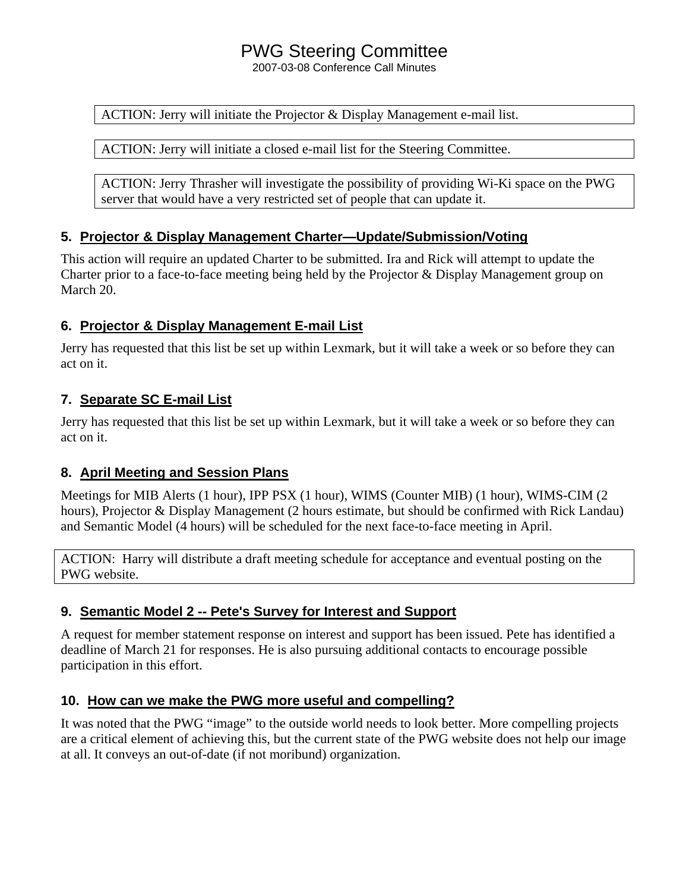# PWG Steering Committee

2007-03-08 Conference Call Minutes

ACTION: Jerry will initiate the Projector & Display Management e-mail list.

ACTION: Jerry will initiate a closed e-mail list for the Steering Committee.

ACTION: Jerry Thrasher will investigate the possibility of providing Wi-Ki space on the PWG server that would have a very restricted set of people that can update it.

## 5. Projector & Display Management Charter—Update/Submission/Voting

This action will require an updated Charter to be submitted. Ira and Rick will attempt to update the Charter prior to a face-to-face meeting being held by the Projector & Display Management group on March 20.

## 6. Projector & Display Management E-mail List

Jerry has requested that this list be set up within Lexmark, but it will take a week or so before they can act on it.

## 7. Separate SC E-mail List

Jerry has requested that this list be set up within Lexmark, but it will take a week or so before they can act on it.

## 8. April Meeting and Session Plans

Meetings for MIB Alerts (1 hour), IPP PSX (1 hour), WIMS (Counter MIB) (1 hour), WIMS-CIM (2 hours), Projector & Display Management (2 hours estimate, but should be confirmed with Rick Landau) and Semantic Model (4 hours) will be scheduled for the next face-to-face meeting in April.

ACTION: Harry will distribute a draft meeting schedule for acceptance and eventual posting on the PWG website.

## 9. Semantic Model 2 -- Pete's Survey for Interest and Support

A request for member statement response on interest and support has been issued. Pete has identified a deadline of March 21 for responses. He is also pursuing additional contacts to encourage possible participation in this effort.

## 10. How can we make the PWG more useful and compelling?

It was noted that the PWG "image" to the outside world needs to look better. More compelling projects are a critical element of achieving this, but the current state of the PWG website does not help our image at all. It conveys an out-of-date (if not moribund) organization.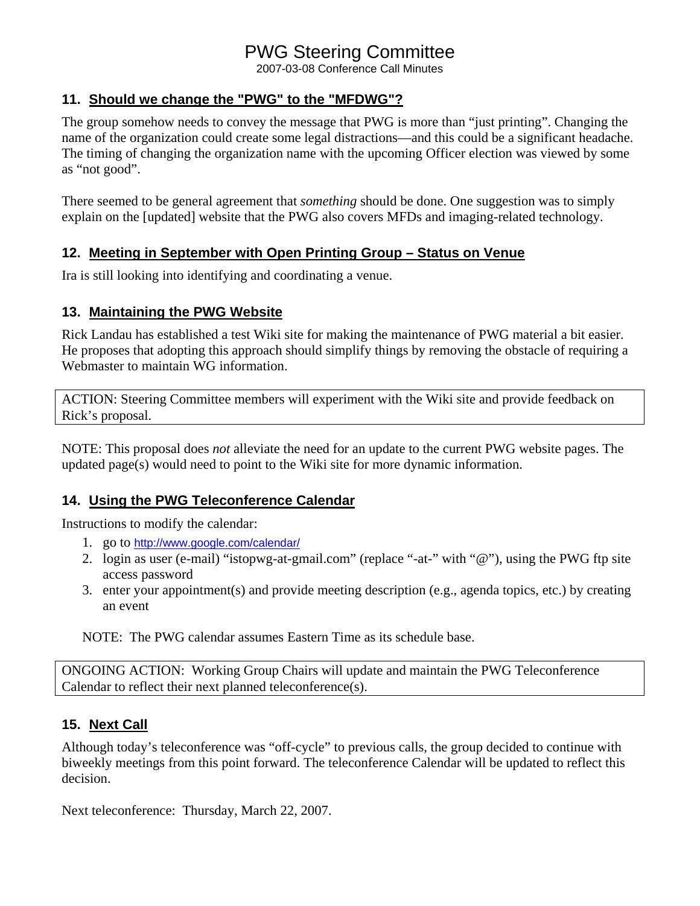## 11. Should we change the "PWG" to the "MFDWG"?

The group somehow needs to convey the message that PWG is more than "just printing". Changing the name of the organization could create some legal distractions—and this could be a significant headache. The timing of changing the organization name with the upcoming Officer election was viewed by some as "not good".

There seemed to be general agreement that *something* should be done. One suggestion was to simply explain on the [updated] website that the PWG also covers MFDs and imaging-related technology.

## 12. Meeting in September with Open Printing Group – Status on Venue

Ira is still looking into identifying and coordinating a venue.

## 13. Maintaining the PWG Website

Rick Landau has established a test Wiki site for making the maintenance of PWG material a bit easier. He proposes that adopting this approach should simplify things by removing the obstacle of requiring a Webmaster to maintain WG information.

> ACTION: Steering Committee members will experiment with the Wiki site and provide feedback on Rick's proposal.

NOTE: This proposal does *not* alleviate the need for an update to the current PWG website pages. The updated page(s) would need to point to the Wiki site for more dynamic information.

## 14. Using the PWG Teleconference Calendar

Instructions to modify the calendar:

1. go to http://www.google.com/calendar/
2. login as user (e-mail) "istopwg-at-gmail.com" (replace "-at-" with "@"), using the PWG ftp site access password
3. enter your appointment(s) and provide meeting description (e.g., agenda topics, etc.) by creating an event

NOTE: The PWG calendar assumes Eastern Time as its schedule base.

> ONGOING ACTION: Working Group Chairs will update and maintain the PWG Teleconference Calendar to reflect their next planned teleconference(s).

## 15. Next Call

Although today's teleconference was "off-cycle" to previous calls, the group decided to continue with biweekly meetings from this point forward. The teleconference Calendar will be updated to reflect this decision.

Next teleconference: Thursday, March 22, 2007.